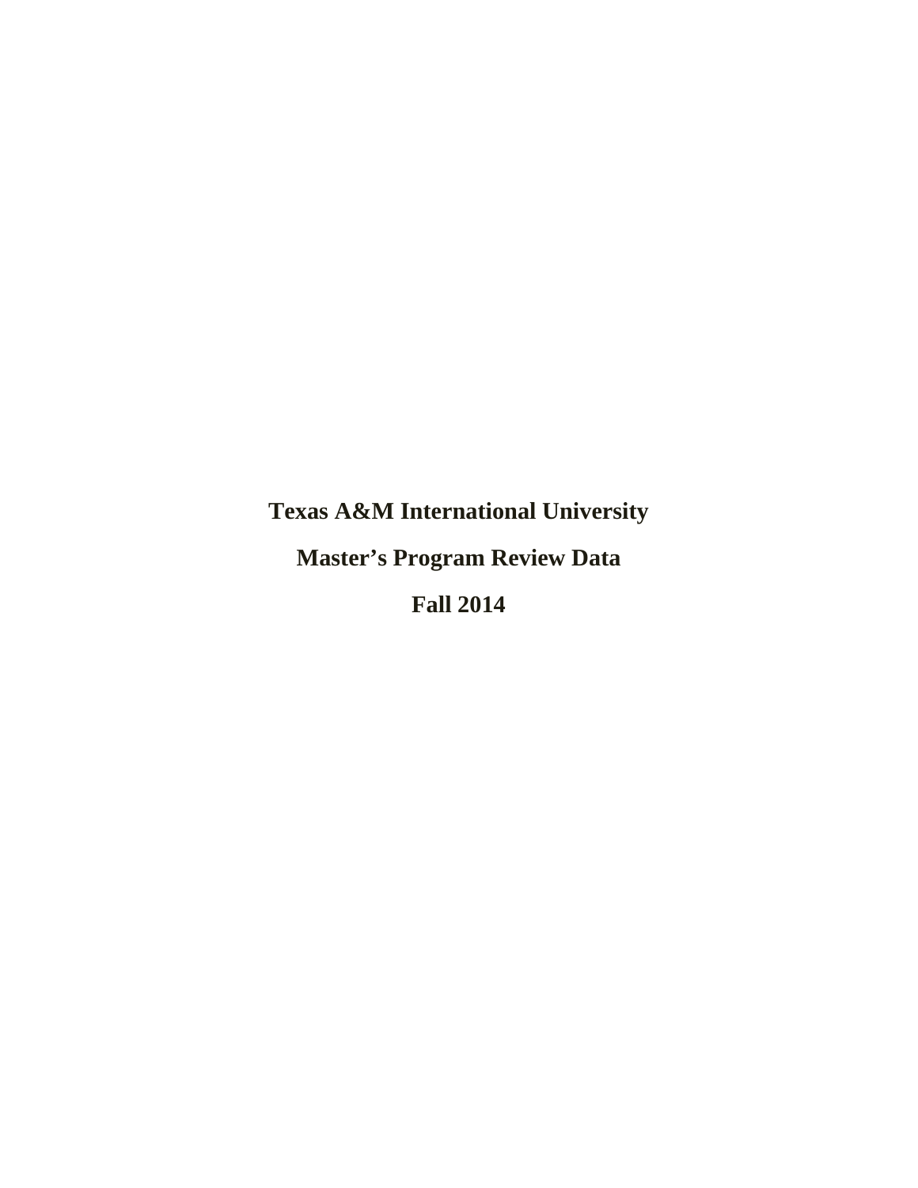# Texas A&M International University

# Master's Program Review Data

# Fall 2014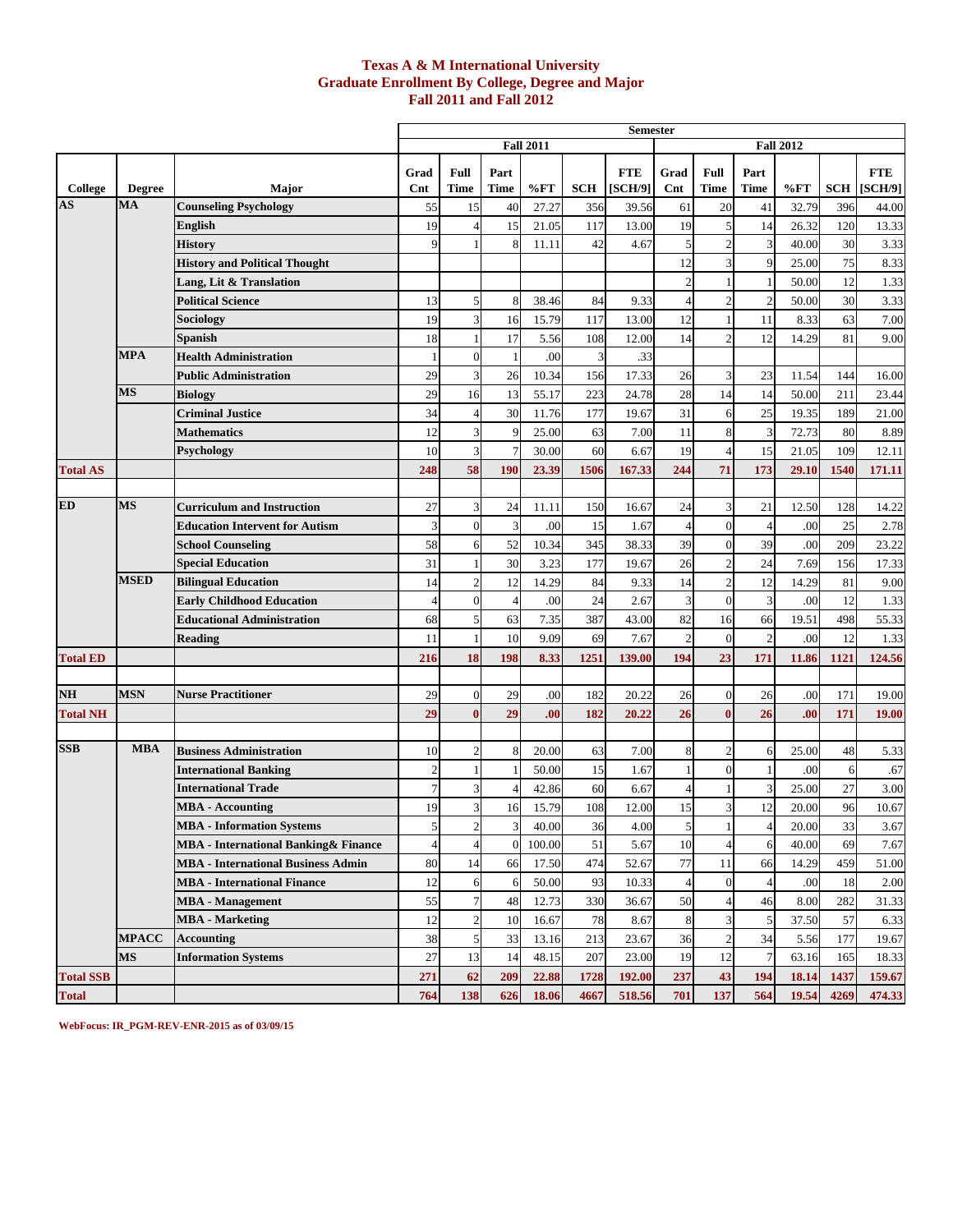# Texas A & M International University
## Graduate Enrollment By College, Degree and Major
### Fall 2011 and Fall 2012

| | | | Semester | | | | | | | | | | | |
|---|---|---|---|---|---|---|---|---|---|---|---|---|---|---|
| | | | Fall 2011 | | | | | | Fall 2012 | | | | | |
| College | Degree | Major | Grad Cnt | Full Time | Part Time | %FT | SCH | FTE [SCH/9] | Grad Cnt | Full Time | Part Time | %FT | SCH | FTE [SCH/9] |
| AS | MA | Counseling Psychology | 55 | 15 | 40 | 27.27 | 356 | 39.56 | 61 | 20 | 41 | 32.79 | 396 | 44.00 |
| | | English | 19 | 4 | 15 | 21.05 | 117 | 13.00 | 19 | 5 | 14 | 26.32 | 120 | 13.33 |
| | | History | 9 | 1 | 8 | 11.11 | 42 | 4.67 | 5 | 2 | 3 | 40.00 | 30 | 3.33 |
| | | History and Political Thought | | | | | | | 12 | 3 | 9 | 25.00 | 75 | 8.33 |
| | | Lang, Lit & Translation | | | | | | | 2 | 1 | 1 | 50.00 | 12 | 1.33 |
| | | Political Science | 13 | 5 | 8 | 38.46 | 84 | 9.33 | 4 | 2 | 2 | 50.00 | 30 | 3.33 |
| | | Sociology | 19 | 3 | 16 | 15.79 | 117 | 13.00 | 12 | 1 | 11 | 8.33 | 63 | 7.00 |
| | | Spanish | 18 | 1 | 17 | 5.56 | 108 | 12.00 | 14 | 2 | 12 | 14.29 | 81 | 9.00 |
| | MPA | Health Administration | 1 | 0 | 1 | .00 | 3 | .33 | | | | | | |
| | | Public Administration | 29 | 3 | 26 | 10.34 | 156 | 17.33 | 26 | 3 | 23 | 11.54 | 144 | 16.00 |
| | MS | Biology | 29 | 16 | 13 | 55.17 | 223 | 24.78 | 28 | 14 | 14 | 50.00 | 211 | 23.44 |
| | | Criminal Justice | 34 | 4 | 30 | 11.76 | 177 | 19.67 | 31 | 6 | 25 | 19.35 | 189 | 21.00 |
| | | Mathematics | 12 | 3 | 9 | 25.00 | 63 | 7.00 | 11 | 8 | 3 | 72.73 | 80 | 8.89 |
| | | Psychology | 10 | 3 | 7 | 30.00 | 60 | 6.67 | 19 | 4 | 15 | 21.05 | 109 | 12.11 |
| Total AS | | | 248 | 58 | 190 | 23.39 | 1506 | 167.33 | 244 | 71 | 173 | 29.10 | 1540 | 171.11 |
| ED | MS | Curriculum and Instruction | 27 | 3 | 24 | 11.11 | 150 | 16.67 | 24 | 3 | 21 | 12.50 | 128 | 14.22 |
| | | Education Intervent for Autism | 3 | 0 | 3 | .00 | 15 | 1.67 | 4 | 0 | 4 | .00 | 25 | 2.78 |
| | | School Counseling | 58 | 6 | 52 | 10.34 | 345 | 38.33 | 39 | 0 | 39 | .00 | 209 | 23.22 |
| | | Special Education | 31 | 1 | 30 | 3.23 | 177 | 19.67 | 26 | 2 | 24 | 7.69 | 156 | 17.33 |
| | MSED | Bilingual Education | 14 | 2 | 12 | 14.29 | 84 | 9.33 | 14 | 2 | 12 | 14.29 | 81 | 9.00 |
| | | Early Childhood Education | 4 | 0 | 4 | .00 | 24 | 2.67 | 3 | 0 | 3 | .00 | 12 | 1.33 |
| | | Educational Administration | 68 | 5 | 63 | 7.35 | 387 | 43.00 | 82 | 16 | 66 | 19.51 | 498 | 55.33 |
| | | Reading | 11 | 1 | 10 | 9.09 | 69 | 7.67 | 2 | 0 | 2 | .00 | 12 | 1.33 |
| Total ED | | | 216 | 18 | 198 | 8.33 | 1251 | 139.00 | 194 | 23 | 171 | 11.86 | 1121 | 124.56 |
| NH | MSN | Nurse Practitioner | 29 | 0 | 29 | .00 | 182 | 20.22 | 26 | 0 | 26 | .00 | 171 | 19.00 |
| Total NH | | | 29 | 0 | 29 | .00 | 182 | 20.22 | 26 | 0 | 26 | .00 | 171 | 19.00 |
| SSB | MBA | Business Administration | 10 | 2 | 8 | 20.00 | 63 | 7.00 | 8 | 2 | 6 | 25.00 | 48 | 5.33 |
| | | International Banking | 2 | 1 | 1 | 50.00 | 15 | 1.67 | 1 | 0 | 1 | .00 | 6 | .67 |
| | | International Trade | 7 | 3 | 4 | 42.86 | 60 | 6.67 | 4 | 1 | 3 | 25.00 | 27 | 3.00 |
| | | MBA - Accounting | 19 | 3 | 16 | 15.79 | 108 | 12.00 | 15 | 3 | 12 | 20.00 | 96 | 10.67 |
| | | MBA - Information Systems | 5 | 2 | 3 | 40.00 | 36 | 4.00 | 5 | 1 | 4 | 20.00 | 33 | 3.67 |
| | | MBA - International Banking& Finance | 4 | 4 | 0 | 100.00 | 51 | 5.67 | 10 | 4 | 6 | 40.00 | 69 | 7.67 |
| | | MBA - International Business Admin | 80 | 14 | 66 | 17.50 | 474 | 52.67 | 77 | 11 | 66 | 14.29 | 459 | 51.00 |
| | | MBA - International Finance | 12 | 6 | 6 | 50.00 | 93 | 10.33 | 4 | 0 | 4 | .00 | 18 | 2.00 |
| | | MBA - Management | 55 | 7 | 48 | 12.73 | 330 | 36.67 | 50 | 4 | 46 | 8.00 | 282 | 31.33 |
| | | MBA - Marketing | 12 | 2 | 10 | 16.67 | 78 | 8.67 | 8 | 3 | 5 | 37.50 | 57 | 6.33 |
| | MPACC | Accounting | 38 | 5 | 33 | 13.16 | 213 | 23.67 | 36 | 2 | 34 | 5.56 | 177 | 19.67 |
| | MS | Information Systems | 27 | 13 | 14 | 48.15 | 207 | 23.00 | 19 | 12 | 7 | 63.16 | 165 | 18.33 |
| Total SSB | | | 271 | 62 | 209 | 22.88 | 1728 | 192.00 | 237 | 43 | 194 | 18.14 | 1437 | 159.67 |
| Total | | | 764 | 138 | 626 | 18.06 | 4667 | 518.56 | 701 | 137 | 564 | 19.54 | 4269 | 474.33 |

WebFocus: IR_PGM-REV-ENR-2015 as of 03/09/15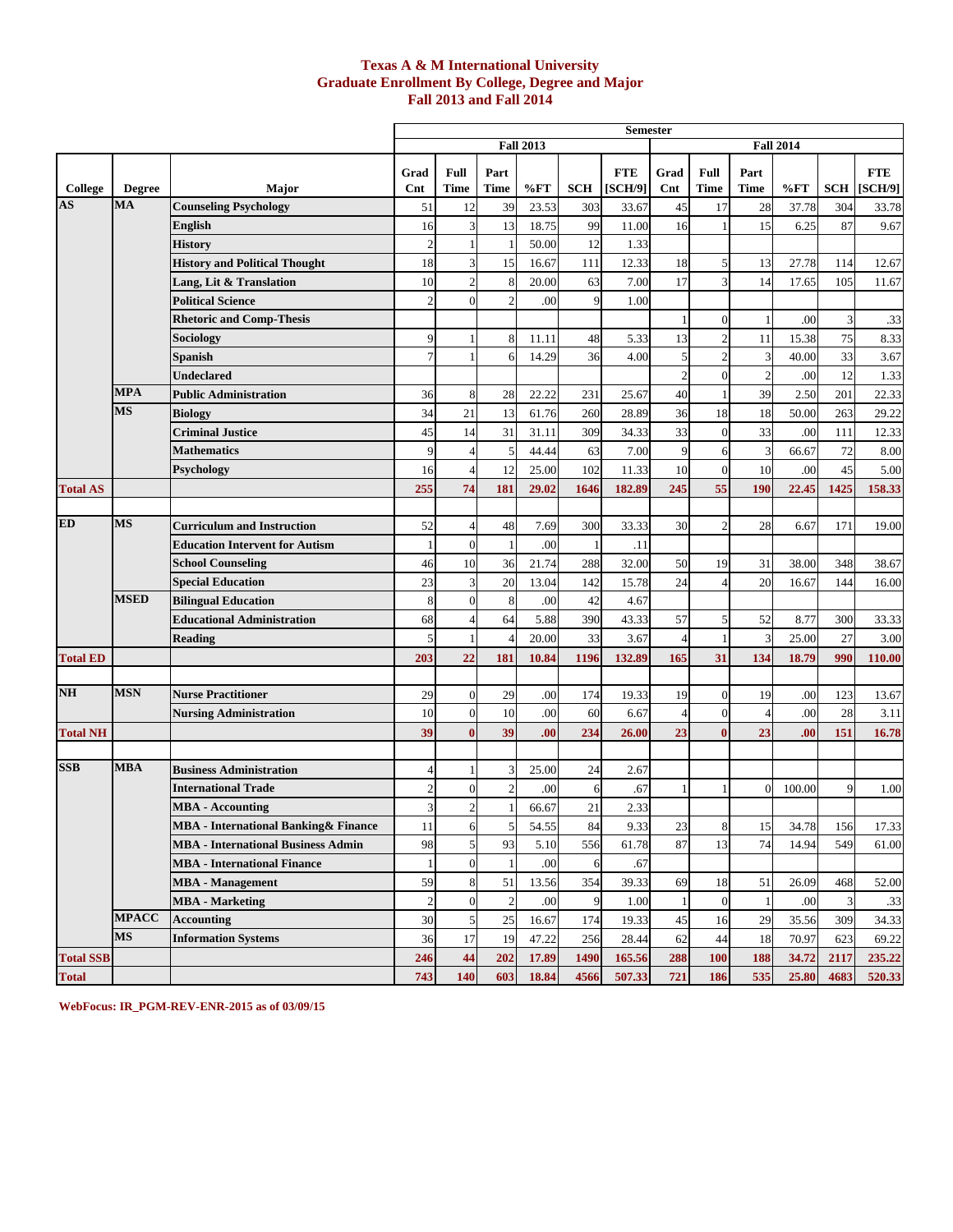# Texas A & M International University
## Graduate Enrollment By College, Degree and Major
### Fall 2013 and Fall 2014

| | | | Semester | | | | | | | | | | | |
|---|---|---|---|---|---|---|---|---|---|---|---|---|---|---|
| | | | Fall 2013 | | | | | | Fall 2014 | | | | | |
| College | Degree | Major | Grad Cnt | Full Time | Part Time | %FT | SCH | FTE [SCH/9] | Grad Cnt | Full Time | Part Time | %FT | SCH | FTE [SCH/9] |
| AS | MA | Counseling Psychology | 51 | 12 | 39 | 23.53 | 303 | 33.67 | 45 | 17 | 28 | 37.78 | 304 | 33.78 |
| | | English | 16 | 3 | 13 | 18.75 | 99 | 11.00 | 16 | 1 | 15 | 6.25 | 87 | 9.67 |
| | | History | 2 | 1 | 1 | 50.00 | 12 | 1.33 | | | | | | |
| | | History and Political Thought | 18 | 3 | 15 | 16.67 | 111 | 12.33 | 18 | 5 | 13 | 27.78 | 114 | 12.67 |
| | | Lang, Lit & Translation | 10 | 2 | 8 | 20.00 | 63 | 7.00 | 17 | 3 | 14 | 17.65 | 105 | 11.67 |
| | | Political Science | 2 | 0 | 2 | .00 | 9 | 1.00 | | | | | | |
| | | Rhetoric and Comp-Thesis | | | | | | | 1 | 0 | 1 | .00 | 3 | .33 |
| | | Sociology | 9 | 1 | 8 | 11.11 | 48 | 5.33 | 13 | 2 | 11 | 15.38 | 75 | 8.33 |
| | | Spanish | 7 | 1 | 6 | 14.29 | 36 | 4.00 | 5 | 2 | 3 | 40.00 | 33 | 3.67 |
| | | Undeclared | | | | | | | 2 | 0 | 2 | .00 | 12 | 1.33 |
| | MPA | Public Administration | 36 | 8 | 28 | 22.22 | 231 | 25.67 | 40 | 1 | 39 | 2.50 | 201 | 22.33 |
| | MS | Biology | 34 | 21 | 13 | 61.76 | 260 | 28.89 | 36 | 18 | 18 | 50.00 | 263 | 29.22 |
| | | Criminal Justice | 45 | 14 | 31 | 31.11 | 309 | 34.33 | 33 | 0 | 33 | .00 | 111 | 12.33 |
| | | Mathematics | 9 | 4 | 5 | 44.44 | 63 | 7.00 | 9 | 6 | 3 | 66.67 | 72 | 8.00 |
| | | Psychology | 16 | 4 | 12 | 25.00 | 102 | 11.33 | 10 | 0 | 10 | .00 | 45 | 5.00 |
| Total AS | | | 255 | 74 | 181 | 29.02 | 1646 | 182.89 | 245 | 55 | 190 | 22.45 | 1425 | 158.33 |
| ED | MS | Curriculum and Instruction | 52 | 4 | 48 | 7.69 | 300 | 33.33 | 30 | 2 | 28 | 6.67 | 171 | 19.00 |
| | | Education Intervent for Autism | 1 | 0 | 1 | .00 | 1 | .11 | | | | | | |
| | | School Counseling | 46 | 10 | 36 | 21.74 | 288 | 32.00 | 50 | 19 | 31 | 38.00 | 348 | 38.67 |
| | | Special Education | 23 | 3 | 20 | 13.04 | 142 | 15.78 | 24 | 4 | 20 | 16.67 | 144 | 16.00 |
| | MSED | Bilingual Education | 8 | 0 | 8 | .00 | 42 | 4.67 | | | | | | |
| | | Educational Administration | 68 | 4 | 64 | 5.88 | 390 | 43.33 | 57 | 5 | 52 | 8.77 | 300 | 33.33 |
| | | Reading | 5 | 1 | 4 | 20.00 | 33 | 3.67 | 4 | 1 | 3 | 25.00 | 27 | 3.00 |
| Total ED | | | 203 | 22 | 181 | 10.84 | 1196 | 132.89 | 165 | 31 | 134 | 18.79 | 990 | 110.00 |
| NH | MSN | Nurse Practitioner | 29 | 0 | 29 | .00 | 174 | 19.33 | 19 | 0 | 19 | .00 | 123 | 13.67 |
| | | Nursing Administration | 10 | 0 | 10 | .00 | 60 | 6.67 | 4 | 0 | 4 | .00 | 28 | 3.11 |
| Total NH | | | 39 | 0 | 39 | .00 | 234 | 26.00 | 23 | 0 | 23 | .00 | 151 | 16.78 |
| SSB | MBA | Business Administration | 4 | 1 | 3 | 25.00 | 24 | 2.67 | | | | | | |
| | | International Trade | 2 | 0 | 2 | .00 | 6 | .67 | 1 | 1 | 0 | 100.00 | 9 | 1.00 |
| | | MBA - Accounting | 3 | 2 | 1 | 66.67 | 21 | 2.33 | | | | | | |
| | | MBA - International Banking& Finance | 11 | 6 | 5 | 54.55 | 84 | 9.33 | 23 | 8 | 15 | 34.78 | 156 | 17.33 |
| | | MBA - International Business Admin | 98 | 5 | 93 | 5.10 | 556 | 61.78 | 87 | 13 | 74 | 14.94 | 549 | 61.00 |
| | | MBA - International Finance | 1 | 0 | 1 | .00 | 6 | .67 | | | | | | |
| | | MBA - Management | 59 | 8 | 51 | 13.56 | 354 | 39.33 | 69 | 18 | 51 | 26.09 | 468 | 52.00 |
| | | MBA - Marketing | 2 | 0 | 2 | .00 | 9 | 1.00 | 1 | 0 | 1 | .00 | 3 | .33 |
| | MPACC | Accounting | 30 | 5 | 25 | 16.67 | 174 | 19.33 | 45 | 16 | 29 | 35.56 | 309 | 34.33 |
| | MS | Information Systems | 36 | 17 | 19 | 47.22 | 256 | 28.44 | 62 | 44 | 18 | 70.97 | 623 | 69.22 |
| Total SSB | | | 246 | 44 | 202 | 17.89 | 1490 | 165.56 | 288 | 100 | 188 | 34.72 | 2117 | 235.22 |
| Total | | | 743 | 140 | 603 | 18.84 | 4566 | 507.33 | 721 | 186 | 535 | 25.80 | 4683 | 520.33 |

WebFocus: IR_PGM-REV-ENR-2015 as of 03/09/15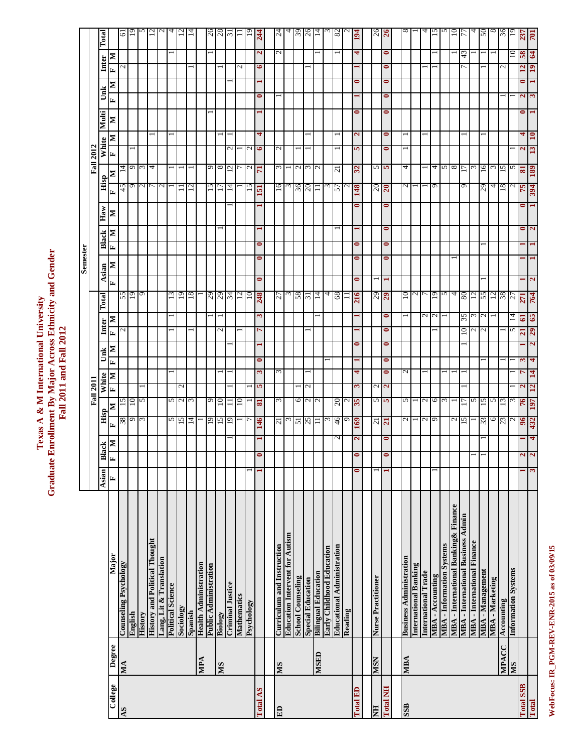# Texas A & M International University
## Graduate Enrollment By Major Across Ethnicity and Gender
## Fall 2011 and Fall 2012

| College | Degree | Major | Fall 2011 | | | | | | | | | | | | Fall 2012 | | | | | | | | | | | | | | |
|---|---|---|---|---|---|---|---|---|---|---|---|---|---|---|---|---|---|---|---|---|---|---|---|---|---|---|---|---|---|
| | | | Asian | Black | | Hisp | | White | | Unk | | Inter | | Total | Asian | | Black | | Haw | Hisp | | White | | Multi | Unk | | Inter | | Total |
| | | | F | F | M | F | M | F | M | F | M | F | M | | F | M | F | M | M | F | M | F | M | M | F | M | F | M | |
| AS | MA | Counseling Psychology | | | | 38 | 15 | | | | | 2 | | 55 | | | | | | 45 | 14 | | | | | | 2 | | 61 |
| | | English | | | | 9 | 10 | | | | | | | 19 | | | | | | 9 | 9 | 1 | | | | | | | 19 |
| | | History | | | | 3 | 5 | 1 | | | | | | 9 | | | | | | 2 | 3 | | | | | | | | 5 |
| | | History and Political Thought | | | | | | | | | | | | | | | | | | 7 | 4 | | 1 | | | | | | 12 |
| | | Lang, Lit & Translation | | | | | | | | | | | | | | | | | | 2 | | | | | | | | | 2 |
| | | Political Science | | | | 5 | 5 | | 1 | | | 1 | 1 | 13 | | | | | | 1 | 1 | | 1 | | | | | 1 | 4 |
| | | Sociology | | | | 15 | 2 | 2 | | | | | | 19 | | | | | | 11 | 1 | | | | | | | | 12 |
| | | Spanish | | | | 14 | 3 | | | | | 1 | | 18 | | | | | | 12 | 1 | | | | | | 1 | | 14 |
| | MPA | Health Administration | | | | 1 | | | | | | | | 1 | | | | | | | | | | | | | | | |
| | | Public Administration | | | | 19 | 9 | | | | | | 1 | 29 | | | | | | 15 | 9 | | | 1 | | | | 1 | 26 |
| | MS | Biology | | | | 15 | 10 | | 1 | | | 2 | 1 | 29 | | | | 1 | | 17 | 8 | | 1 | | | | 1 | | 28 |
| | | Criminal Justice | | | 1 | 19 | 11 | 1 | 1 | | 1 | | | 34 | | | | | 1 | 14 | 12 | 2 | 1 | | | 1 | | | 31 |
| | | Mathematics | | | | 1 | 10 | | | | | 1 | | 12 | | | | | | 1 | 7 | 1 | | | | | 2 | | 11 |
| | | Psychology | 1 | | | 7 | 1 | 1 | | | | | | 10 | | | | | | 15 | 2 | 2 | | | | | | | 19 |
| Total AS | | | 1 | 0 | 1 | 146 | 81 | 5 | 3 | 0 | 1 | 7 | 3 | 248 | 0 | 0 | 0 | 1 | 1 | 151 | 71 | 6 | 4 | 1 | 0 | 1 | 6 | 2 | 244 |
| ED | MS | Curriculum and Instruction | | | | 21 | 3 | | 3 | | | | | 27 | | | | | | 16 | 3 | 2 | | | 1 | | | 2 | 24 |
| | | Education Intervent for Autism | | | | 3 | | | | | | | | 3 | | | | | | 3 | 1 | | | | | | | | 4 |
| | | School Counseling | | | | 51 | 6 | 1 | | | | | | 58 | | | | | | 36 | 2 | 1 | | | | | | | 39 |
| | | Special Education | | | | 25 | 2 | 2 | 1 | | | 1 | | 31 | | | | | | 20 | 3 | 1 | 1 | | | | 1 | | 26 |
| | MSED | Bilingual Education | | | | 11 | 2 | | | | | | 1 | 14 | | | | | | 11 | 2 | | | | | | | 1 | 14 |
| | | Early Childhood Education | | | | 3 | | | | 1 | | | | 4 | | | | | | 3 | | | | | | | | | 3 |
| | | Educational Administration | | | 2 | 46 | 20 | | | | | | | 68 | | | | 1 | | 57 | 21 | 1 | 1 | | | | | 1 | 82 |
| | | Reading | | | | 9 | 2 | | | | | | | 11 | | | | | | 2 | | | | | | | | | 2 |
| Total ED | | | 0 | 0 | 2 | 169 | 35 | 3 | 4 | 1 | 0 | 1 | 1 | 216 | 0 | 0 | 0 | 1 | 0 | 148 | 32 | 5 | 2 | 0 | 1 | 0 | 1 | 4 | 194 |
| NH | MSN | Nurse Practitioner | 1 | | | 21 | 5 | 2 | | | | | | 29 | 1 | | | | | 20 | 5 | | | | | | | | 26 |
| Total NH | | | 1 | 0 | 0 | 21 | 5 | 2 | 0 | 0 | 0 | 0 | 0 | 29 | 1 | 0 | 0 | 0 | 0 | 20 | 5 | 0 | 0 | 0 | 0 | 0 | 0 | 0 | 26 |
| SSB | MBA | Business Administration | | | | 2 | 5 | | 2 | | | | 1 | 10 | | | | | | 2 | 4 | 1 | 1 | | | | | | 8 |
| | | International Banking | | | | 1 | 1 | | | | | | | 2 | | | | | | 1 | | | | | | | | | 1 |
| | | International Trade | | | | 2 | 2 | | 1 | | | | 2 | 7 | | | | | | 1 | 1 | | 1 | | | | 1 | | 4 |
| | | MBA - Accounting | 1 | | | 9 | 6 | | | | | 1 | 2 | 19 | | | | | | 9 | 4 | | | | | | 1 | 1 | 15 |
| | | MBA - Information Systems | | | | | 3 | | 1 | | | | 1 | 5 | | | | | | | 5 | | | | | | | | 5 |
| | | MBA - International Banking& Finance | | | | 2 | 1 | | 1 | | | | | 4 | | 1 | | | | | 8 | | | | | | | 1 | 10 |
| | | MBA - International Business Admin | | | | 15 | 17 | 1 | 1 | | 1 | 10 | 35 | 80 | | | | | | 9 | 17 | | 1 | | | | 7 | 43 | 77 |
| | | MBA - International Finance | | 1 | | 1 | 5 | | | | | 2 | 3 | 12 | | | | | | | 3 | | | | | | | 1 | 4 |
| | | MBA - Management | | 1 | 1 | 33 | 15 | | | 1 | | 2 | 2 | 55 | 1 | | 1 | | | 29 | 16 | | 1 | | | | 1 | 1 | 50 |
| | | MBA - Marketing | | | | 6 | 5 | | | | | | 1 | 12 | | | | | | 4 | 3 | | | | | | | 1 | 8 |
| | MPACC | Accounting | | | | 23 | 13 | | | 1 | | 1 | | 38 | | | | | | 18 | 15 | | | | 1 | | 2 | | 36 |
| | MS | Information Systems | | | | 2 | 3 | 1 | 1 | 1 | | 5 | 14 | 27 | | | | | | 2 | 5 | 1 | | | 1 | | | 10 | 19 |
| Total SSB | | | 1 | 2 | 1 | 96 | 76 | 2 | 7 | 3 | 1 | 21 | 61 | 271 | 1 | 1 | 1 | 0 | 0 | 75 | 81 | 2 | 4 | 0 | 2 | 0 | 12 | 58 | 237 |
| Total | | | 3 | 2 | 4 | 432 | 197 | 12 | 14 | 4 | 2 | 29 | 65 | 764 | 2 | 1 | 1 | 2 | 1 | 394 | 189 | 13 | 10 | 1 | 3 | 1 | 19 | 64 | 701 |

WebFocus: IR_PGM-REV-ENR-2015 as of 03/09/15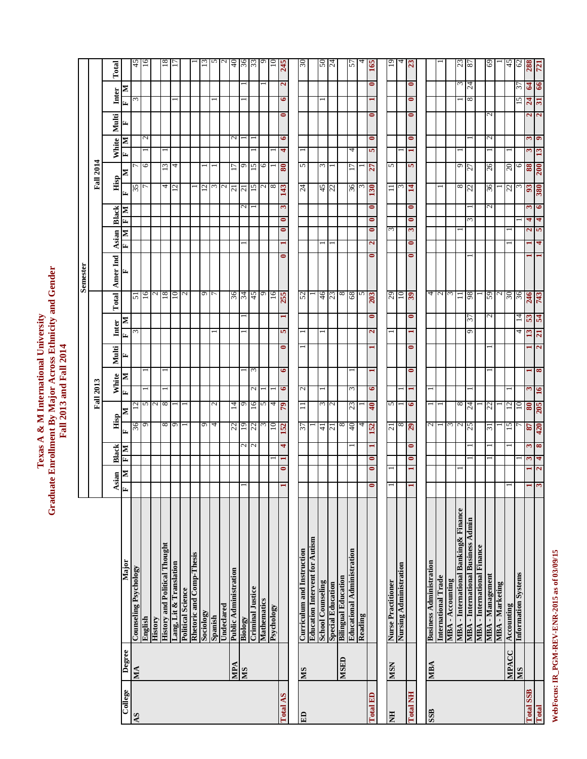# Texas A & M International University
## Graduate Enrollment By Major Across Ethnicity and Gender
### Fall 2013 and Fall 2014

| College | Degree | Major | Fall 2013 Asian F | Fall 2013 Asian M | Fall 2013 Black F | Fall 2013 Black M | Fall 2013 Hisp F | Fall 2013 Hisp M | Fall 2013 White F | Fall 2013 White M | Fall 2013 Multi F | Fall 2013 Inter F | Fall 2013 Inter M | Fall 2013 Total | Fall 2014 Amer Ind F | Fall 2014 Asian F | Fall 2014 Asian M | Fall 2014 Black F | Fall 2014 Black M | Fall 2014 Hisp F | Fall 2014 Hisp M | Fall 2014 White F | Fall 2014 White M | Fall 2014 Multi F | Fall 2014 Inter F | Fall 2014 Inter M | Fall 2014 Total |
|---|---|---|---|---|---|---|---|---|---|---|---|---|---|---|---|---|---|---|---|---|---|---|---|---|---|---|---|
| AS | MA | Counseling Psychology | | | | | 36 | 12 | | | | 3 | | 51 | | | | | | 35 | 7 | | | | 3 | | 45 |
| | | English | | | | | 9 | 5 | 1 | 1 | | | | 16 | | | | | | 7 | 6 | 1 | 2 | | | | 16 |
| | | History | | | | | | 2 | | | | | | 2 | | | | | | | | | | | | | |
| | | History and Political Thought | | | | | 8 | 8 | 1 | 1 | | | | 18 | | | | | | 4 | 13 | 1 | | | | | 18 |
| | | Lang, Lit & Translation | | | | | 9 | 1 | | | | | | 10 | | | | | | 12 | 4 | | | | 1 | | 17 |
| | | Political Science | | | | | 1 | 1 | | | | | | 2 | | | | | | | | | | | | | |
| | | Rhetoric and Comp-Thesis | | | | | | | | | | | | | | | | | | 1 | | | | | | | 1 |
| | | Sociology | | | | | 9 | | | | | | | 9 | | | | | | 12 | 1 | | | | | | 13 |
| | | Spanish | | | | | 4 | 2 | | | | 1 | | 7 | | | | | | 3 | 1 | | | | 1 | | 5 |
| | | Undeclared | | | | | | | | | | | | | | | | | | 2 | | | | | | | 2 |
| | MPA | Public Administration | | | | | 22 | 14 | | | | | | 36 | | | | | | 21 | 17 | | 2 | | | | 40 |
| | MS | Biology | 1 | | | 2 | 19 | 9 | | 1 | | 1 | 1 | 34 | | 1 | | | 2 | 21 | 9 | | 1 | | 1 | 1 | 36 |
| | | Criminal Justice | | | | 2 | 22 | 16 | 2 | 3 | | | | 45 | | | | | 1 | 15 | 15 | 1 | 1 | | | | 33 |
| | | Mathematics | | | | | 3 | 5 | 1 | | | | | 9 | | | | | | 2 | 6 | | | | | 1 | 9 |
| | | Psychology | | | 1 | | 10 | 4 | 1 | | | | | 16 | | | | | | 8 | 1 | 1 | | | | | 10 |
| **Total AS** | | | **1** | **0** | **1** | **4** | **152** | **79** | **6** | **6** | **0** | **5** | **1** | **255** | **0** | **1** | **0** | **0** | **3** | **143** | **80** | **4** | **6** | **0** | **6** | **2** | **245** |
| ED | MS | Curriculum and Instruction | | | | | 37 | 11 | 2 | | 1 | 1 | | 52 | | | | | | 24 | 5 | 1 | | | | | 30 |
| | | Education Intervent for Autism | | | | | 1 | | | | | | | 1 | | | | | | | | | | | | | |
| | | School Counseling | | | | | 41 | 3 | 1 | | | 1 | | 46 | | 1 | | | | 45 | 3 | | | | 1 | | 50 |
| | | Special Education | | | | | 21 | 2 | | | | | | 23 | | 1 | | | | 22 | 1 | | | | | | 24 |
| | MSED | Bilingual Education | | | | | 8 | | | | | | | 8 | | | | | | | | | | | | | |
| | | Educational Administration | | | | 1 | 40 | 23 | 3 | 1 | | | | 68 | | | | | | 36 | 17 | 4 | | | | | 57 |
| | | Reading | | | | | 4 | 1 | | | | | | 5 | | | | | | 3 | 1 | | | | | | 4 |
| **Total ED** | | | **0** | **0** | **0** | **1** | **152** | **40** | **6** | **1** | **1** | **2** | **0** | **203** | **0** | **2** | **0** | **0** | **0** | **130** | **27** | **5** | **0** | **0** | **1** | **0** | **165** |
| NH | MSN | Nurse Practitioner | 1 | 1 | | | 21 | 5 | | | | 1 | | 29 | | | 3 | | | 11 | 5 | | | | | | 19 |
| | | Nursing Administration | | | | | 8 | 1 | 1 | | | | | 10 | | | | | | 3 | | 1 | | | | | 4 |
| **Total NH** | | | **1** | **1** | **0** | **0** | **29** | **6** | **1** | **0** | **0** | **1** | **0** | **39** | **0** | **0** | **3** | **0** | **0** | **14** | **5** | **1** | **0** | **0** | **0** | **0** | **23** |
| SSB | MBA | Business Administration | | | | | 2 | 1 | 1 | | | | | 4 | | | | | | | | | | | | | |
| | | International Trade | | | | | 1 | 1 | | | | | | 2 | | | | | | 1 | | | | | | | 1 |
| | | MBA - Accounting | | | | | 3 | | | | | | | 3 | | | | | | | | | | | | | |
| | | MBA - International Banking& Finance | | 1 | | | 2 | 8 | | | | | | 11 | | | 1 | | | 8 | 9 | 1 | | | 1 | 3 | 23 |
| | | MBA - International Business Admin | | | 1 | 1 | 25 | 24 | 1 | | | 9 | 37 | 98 | 1 | | | 3 | 1 | 22 | 27 | | 1 | | 8 | 24 | 87 |
| | | MBA - International Finance | | | | | | 1 | | | | | | 1 | | | | | | | | | | | | | |
| | | MBA - Management | | | 1 | 1 | 31 | 22 | | 1 | 1 | | 2 | 59 | | | | | 2 | 36 | 26 | 1 | 2 | 2 | | | 69 |
| | | MBA - Marketing | | | | | 1 | 1 | | | | | | 2 | | | | | | 1 | | | | | | | 1 |
| | MPACC | Accounting | 1 | | | 1 | 15 | 12 | 1 | | | | | 30 | | 1 | 1 | | | 22 | 20 | 1 | | | | | 45 |
| | MS | Information Systems | | | 1 | | 7 | 10 | | | | 4 | 14 | 36 | | | | 1 | | 3 | 6 | | | | 15 | 37 | 62 |
| **Total SSB** | | | **1** | **1** | **3** | **3** | **87** | **80** | **3** | **1** | **1** | **13** | **53** | **246** | **1** | **1** | **2** | **4** | **3** | **93** | **88** | **3** | **3** | **2** | **24** | **64** | **288** |
| **Total** | | | **3** | **2** | **4** | **8** | **420** | **205** | **16** | **8** | **2** | **21** | **54** | **743** | **1** | **4** | **5** | **4** | **6** | **380** | **200** | **13** | **9** | **2** | **31** | **66** | **721** |

WebFocus: IR_PGM-REV-ENR-2015 as of 03/09/15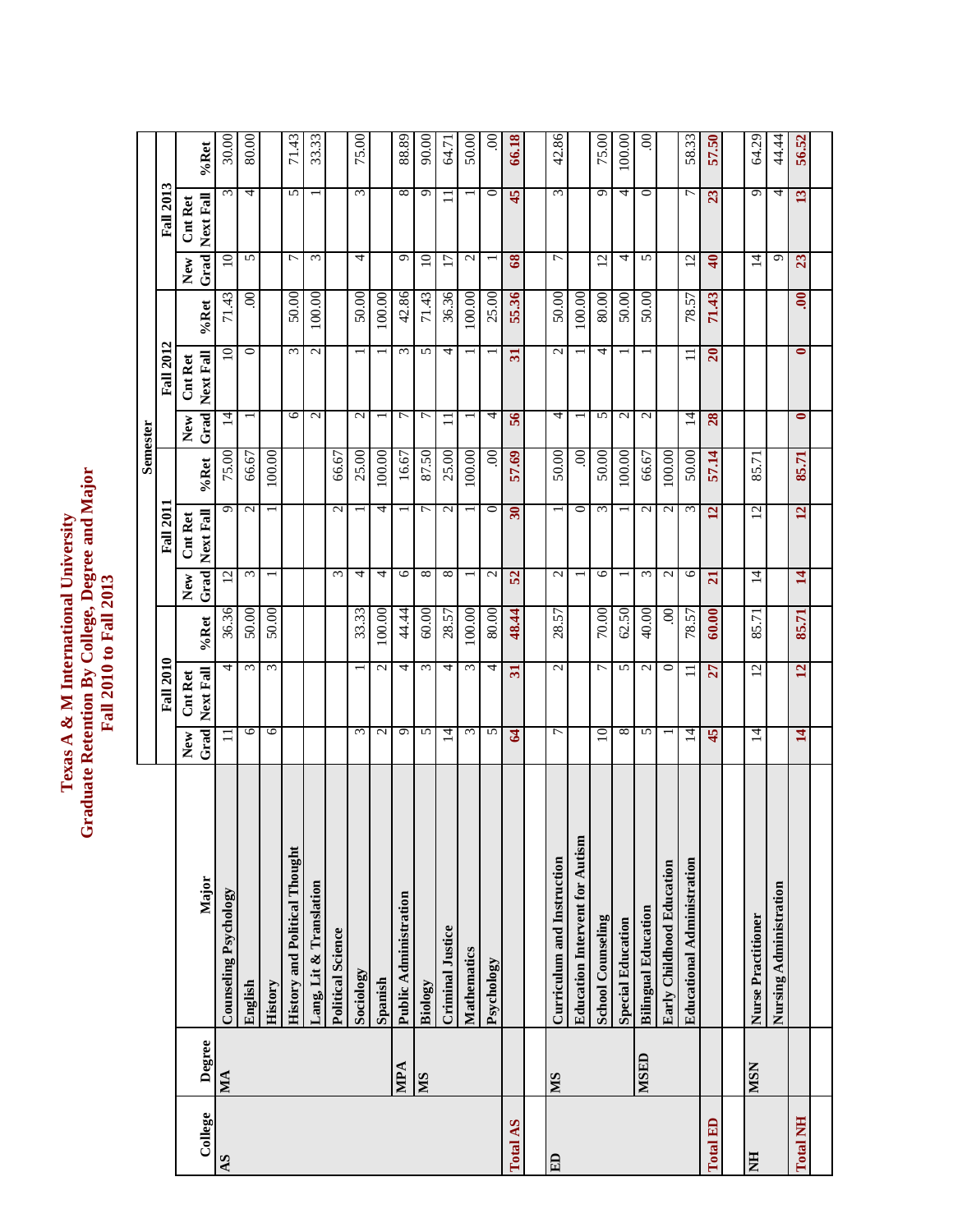# Texas A & M International University
## Graduate Retention By College, Degree and Major
## Fall 2010 to Fall 2013

| College | Degree | Major | Fall 2010 | | | Fall 2011 | | | Fall 2012 | | | Fall 2013 | | |
|---|---|---|---|---|---|---|---|---|---|---|---|---|---|---|
| | | | New Grad | Cnt Ret Next Fall | %Ret | New Grad | Cnt Ret Next Fall | %Ret | New Grad | Cnt Ret Next Fall | %Ret | New Grad | Cnt Ret Next Fall | %Ret |
| **AS** | **MA** | **Counseling Psychology** | 11 | 4 | 36.36 | 12 | 9 | 75.00 | 14 | 10 | 71.43 | 10 | 3 | 30.00 |
| | | **English** | 6 | 3 | 50.00 | 3 | 2 | 66.67 | 1 | 0 | .00 | 5 | 4 | 80.00 |
| | | **History** | 6 | 3 | 50.00 | 1 | 1 | 100.00 | | | | | | |
| | | **History and Political Thought** | | | | | | | 6 | 3 | 50.00 | 7 | 5 | 71.43 |
| | | **Lang, Lit & Translation** | | | | | | | 2 | 2 | 100.00 | 3 | 1 | 33.33 |
| | | **Political Science** | | | | 3 | 2 | 66.67 | | | | | | |
| | | **Sociology** | 3 | 1 | 33.33 | 4 | 1 | 25.00 | 2 | 1 | 50.00 | 4 | 3 | 75.00 |
| | | **Spanish** | 2 | 2 | 100.00 | 4 | 4 | 100.00 | 1 | 1 | 100.00 | | | |
| | **MPA** | **Public Administration** | 9 | 4 | 44.44 | 6 | 1 | 16.67 | 7 | 3 | 42.86 | 9 | 8 | 88.89 |
| | **MS** | **Biology** | 5 | 3 | 60.00 | 8 | 7 | 87.50 | 7 | 5 | 71.43 | 10 | 9 | 90.00 |
| | | **Criminal Justice** | 14 | 4 | 28.57 | 8 | 2 | 25.00 | 11 | 4 | 36.36 | 17 | 11 | 64.71 |
| | | **Mathematics** | 3 | 3 | 100.00 | 1 | 1 | 100.00 | 1 | 1 | 100.00 | 2 | 1 | 50.00 |
| | | **Psychology** | 5 | 4 | 80.00 | 2 | 0 | .00 | 4 | 1 | 25.00 | 1 | 0 | .00 |
| **Total AS** | | | **64** | **31** | **48.44** | **52** | **30** | **57.69** | **56** | **31** | **55.36** | **68** | **45** | **66.18** |
| **ED** | **MS** | **Curriculum and Instruction** | 7 | 2 | 28.57 | 2 | 1 | 50.00 | 4 | 2 | 50.00 | 7 | 3 | 42.86 |
| | | **Education Intervent for Autism** | | | | 1 | 0 | .00 | 1 | 1 | 100.00 | | | |
| | | **School Counseling** | 10 | 7 | 70.00 | 6 | 3 | 50.00 | 5 | 4 | 80.00 | 12 | 9 | 75.00 |
| | | **Special Education** | 8 | 5 | 62.50 | 1 | 1 | 100.00 | 2 | 1 | 50.00 | 4 | 4 | 100.00 |
| | **MSED** | **Bilingual Education** | 5 | 2 | 40.00 | 3 | 2 | 66.67 | 2 | 1 | 50.00 | 5 | 0 | .00 |
| | | **Early Childhood Education** | 1 | 0 | .00 | 2 | 2 | 100.00 | | | | | | |
| | | **Educational Administration** | 14 | 11 | 78.57 | 6 | 3 | 50.00 | 14 | 11 | 78.57 | 12 | 7 | 58.33 |
| **Total ED** | | | **45** | **27** | **60.00** | **21** | **12** | **57.14** | **28** | **20** | **71.43** | **40** | **23** | **57.50** |
| **NH** | **MSN** | **Nurse Practitioner** | 14 | 12 | 85.71 | 14 | 12 | 85.71 | | | | 14 | 9 | 64.29 |
| | | **Nursing Administration** | | | | | | | | | | 9 | 4 | 44.44 |
| **Total NH** | | | **14** | **12** | **85.71** | **14** | **12** | **85.71** | **0** | **0** | **.00** | **23** | **13** | **56.52** |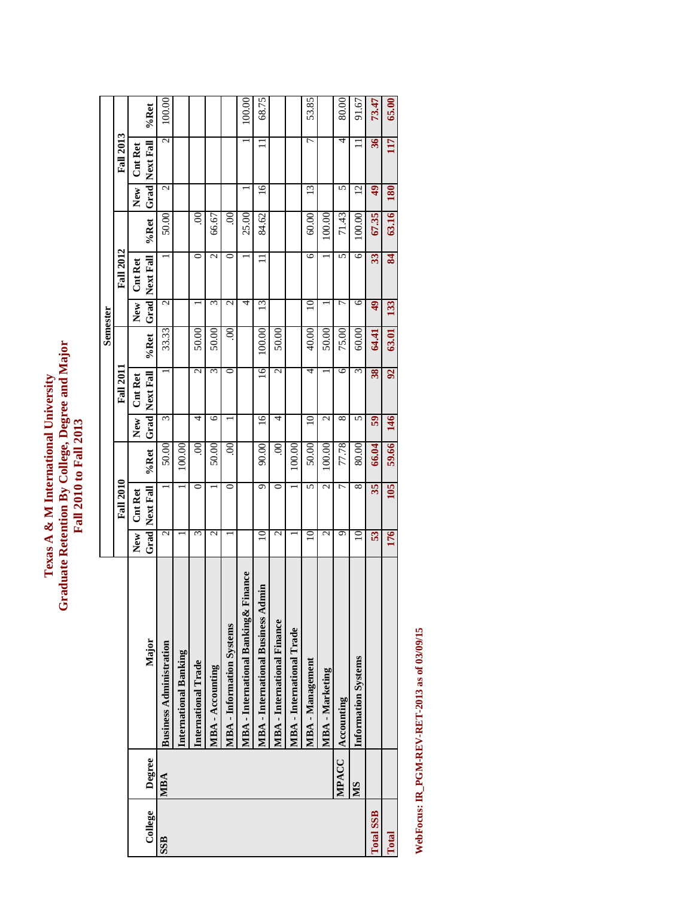# Texas A & M International University
## Graduate Retention By College, Degree and Major
## Fall 2010 to Fall 2013

| College | Degree | Major | Fall 2010 | | | Fall 2011 | | | Fall 2012 | | | Fall 2013 | | |
|---|---|---|---|---|---|---|---|---|---|---|---|---|---|---|
| | | | New Grad | Cnt Ret Next Fall | %Ret | New Grad | Cnt Ret Next Fall | %Ret | New Grad | Cnt Ret Next Fall | %Ret | New Grad | Cnt Ret Next Fall | %Ret |
| SSB | MBA | Business Administration | 2 | 1 | 50.00 | 3 | 1 | 33.33 | 2 | 1 | 50.00 | 2 | 2 | 100.00 |
| | | International Banking | 1 | 1 | 100.00 | | | | | | | | | |
| | | International Trade | 3 | 0 | .00 | 4 | 2 | 50.00 | 1 | 0 | .00 | | | |
| | | MBA - Accounting | 2 | 1 | 50.00 | 6 | 3 | 50.00 | 3 | 2 | 66.67 | | | |
| | | MBA - Information Systems | 1 | 0 | .00 | 1 | 0 | .00 | 2 | 0 | .00 | | | |
| | | MBA - International Banking& Finance | | | | | | | 4 | 1 | 25.00 | 1 | 1 | 100.00 |
| | | MBA - International Business Admin | 10 | 9 | 90.00 | 16 | 16 | 100.00 | 13 | 11 | 84.62 | 16 | 11 | 68.75 |
| | | MBA - International Finance | 2 | 0 | .00 | 4 | 2 | 50.00 | | | | | | |
| | | MBA - International Trade | 1 | 1 | 100.00 | | | | | | | | | |
| | | MBA - Management | 10 | 5 | 50.00 | 10 | 4 | 40.00 | 10 | 6 | 60.00 | 13 | 7 | 53.85 |
| | | MBA - Marketing | 2 | 2 | 100.00 | 2 | 1 | 50.00 | 1 | 1 | 100.00 | | | |
| | MPACC | Accounting | 9 | 7 | 77.78 | 8 | 6 | 75.00 | 7 | 5 | 71.43 | 5 | 4 | 80.00 |
| | MS | Information Systems | 10 | 8 | 80.00 | 5 | 3 | 60.00 | 6 | 6 | 100.00 | 12 | 11 | 91.67 |
| **Total SSB** | | | **53** | **35** | **66.04** | **59** | **38** | **64.41** | **49** | **33** | **67.35** | **49** | **36** | **73.47** |
| **Total** | | | **176** | **105** | **59.66** | **146** | **92** | **63.01** | **133** | **84** | **63.16** | **180** | **117** | **65.00** |

WebFocus: IR_PGM-REV-RET-2013 as of 03/09/15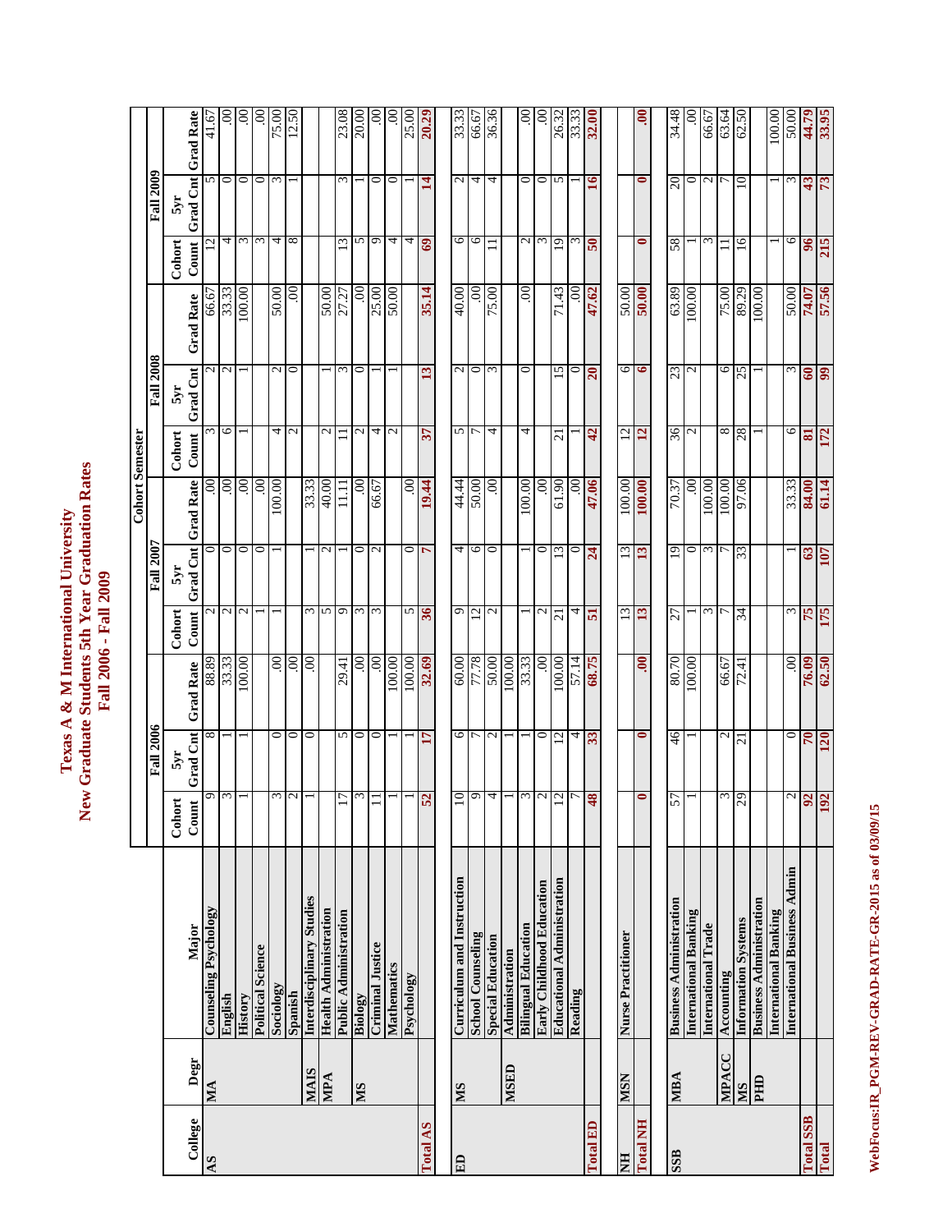# Texas A & M International University
## New Graduate Students 5th Year Graduation Rates
## Fall 2006 - Fall 2009

| College | Degr | Major | Fall 2006 | | | Fall 2007 | | | Fall 2008 | | | Fall 2009 | | |
|---|---|---|---|---|---|---|---|---|---|---|---|---|---|---|
| | | | Cohort Count | 5yr Grad Cnt | Grad Rate | Cohort Count | 5yr Grad Cnt | Grad Rate | Cohort Count | 5yr Grad Cnt | Grad Rate | Cohort Count | 5yr Grad Cnt | Grad Rate |
| AS | MA | Counseling Psychology | 9 | 8 | 88.89 | 2 | 0 | .00 | 3 | 2 | 66.67 | 12 | 5 | 41.67 |
| | | English | 3 | 1 | 33.33 | 2 | 0 | .00 | 6 | 2 | 33.33 | 4 | 0 | .00 |
| | | History | 1 | 1 | 100.00 | 2 | 0 | .00 | 1 | 1 | 100.00 | 3 | 0 | .00 |
| | | Political Science | | | | 1 | 0 | .00 | | | | 3 | 0 | .00 |
| | | Sociology | 3 | 0 | .00 | 1 | 1 | 100.00 | 4 | 2 | 50.00 | 4 | 3 | 75.00 |
| | | Spanish | 2 | 0 | .00 | | | | 2 | 0 | .00 | 8 | 1 | 12.50 |
| | MAIS | Interdisciplinary Studies | 1 | 0 | .00 | 3 | 1 | 33.33 | | | | | | |
| | MPA | Health Administration | | | | 5 | 2 | 40.00 | 2 | 1 | 50.00 | | | |
| | | Public Administration | 17 | 5 | 29.41 | 9 | 1 | 11.11 | 11 | 3 | 27.27 | 13 | 3 | 23.08 |
| | MS | Biology | 3 | 0 | .00 | 3 | 0 | .00 | 2 | 0 | .00 | 5 | 1 | 20.00 |
| | | Criminal Justice | 11 | 0 | .00 | 3 | 2 | 66.67 | 4 | 1 | 25.00 | 9 | 0 | .00 |
| | | Mathematics | 1 | 1 | 100.00 | | | | 2 | 1 | 50.00 | 4 | 0 | .00 |
| | | Psychology | 1 | 1 | 100.00 | 5 | 0 | .00 | | | | 4 | 1 | 25.00 |
| **Total AS** | | | **52** | **17** | **32.69** | **36** | **7** | **19.44** | **37** | **13** | **35.14** | **69** | **14** | **20.29** |
| ED | MS | Curriculum and Instruction | 10 | 6 | 60.00 | 9 | 4 | 44.44 | 5 | 2 | 40.00 | 6 | 2 | 33.33 |
| | | School Counseling | 9 | 7 | 77.78 | 12 | 6 | 50.00 | 7 | 0 | .00 | 6 | 4 | 66.67 |
| | | Special Education | 4 | 2 | 50.00 | 2 | 0 | .00 | 4 | 3 | 75.00 | 11 | 4 | 36.36 |
| | MSED | Administration | 1 | 1 | 100.00 | | | | | | | | | |
| | | Bilingual Education | 3 | 1 | 33.33 | 1 | 1 | 100.00 | 4 | 0 | .00 | 2 | 0 | .00 |
| | | Early Childhood Education | 2 | 0 | .00 | 2 | 0 | .00 | | | | 3 | 0 | .00 |
| | | Educational Administration | 12 | 12 | 100.00 | 21 | 13 | 61.90 | 21 | 15 | 71.43 | 19 | 5 | 26.32 |
| | | Reading | 7 | 4 | 57.14 | 4 | 0 | .00 | 1 | 0 | .00 | 3 | 1 | 33.33 |
| **Total ED** | | | **48** | **33** | **68.75** | **51** | **24** | **47.06** | **42** | **20** | **47.62** | **50** | **16** | **32.00** |
| NH | MSN | Nurse Practitioner | | | | 13 | 13 | 100.00 | 12 | 6 | 50.00 | | | |
| **Total NH** | | | **0** | **0** | **.00** | **13** | **13** | **100.00** | **12** | **6** | **50.00** | **0** | **0** | **.00** |
| SSB | MBA | Business Administration | 57 | 46 | 80.70 | 27 | 19 | 70.37 | 36 | 23 | 63.89 | 58 | 20 | 34.48 |
| | | International Banking | 1 | 1 | 100.00 | 1 | 0 | .00 | 2 | 2 | 100.00 | 1 | 0 | .00 |
| | | International Trade | | | | 3 | 3 | 100.00 | | | | 3 | 2 | 66.67 |
| | MPACC | Accounting | 3 | 2 | 66.67 | 7 | 7 | 100.00 | 8 | 6 | 75.00 | 11 | 7 | 63.64 |
| | MS | Information Systems | 29 | 21 | 72.41 | 34 | 33 | 97.06 | 28 | 25 | 89.29 | 16 | 10 | 62.50 |
| | PHD | Business Administration | | | | | | | 1 | 1 | 100.00 | | | |
| | | International Banking | | | | | | | | | | 1 | 1 | 100.00 |
| | | International Business Admin | 2 | 0 | .00 | 3 | 1 | 33.33 | 6 | 3 | 50.00 | 6 | 3 | 50.00 |
| **Total SSB** | | | **92** | **70** | **76.09** | **75** | **63** | **84.00** | **81** | **60** | **74.07** | **96** | **43** | **44.79** |
| **Total** | | | **192** | **120** | **62.50** | **175** | **107** | **61.14** | **172** | **99** | **57.56** | **215** | **73** | **33.95** |

WebFocus:IR_PGM-REV-GRAD-RATE-GR-2015 as of 03/09/15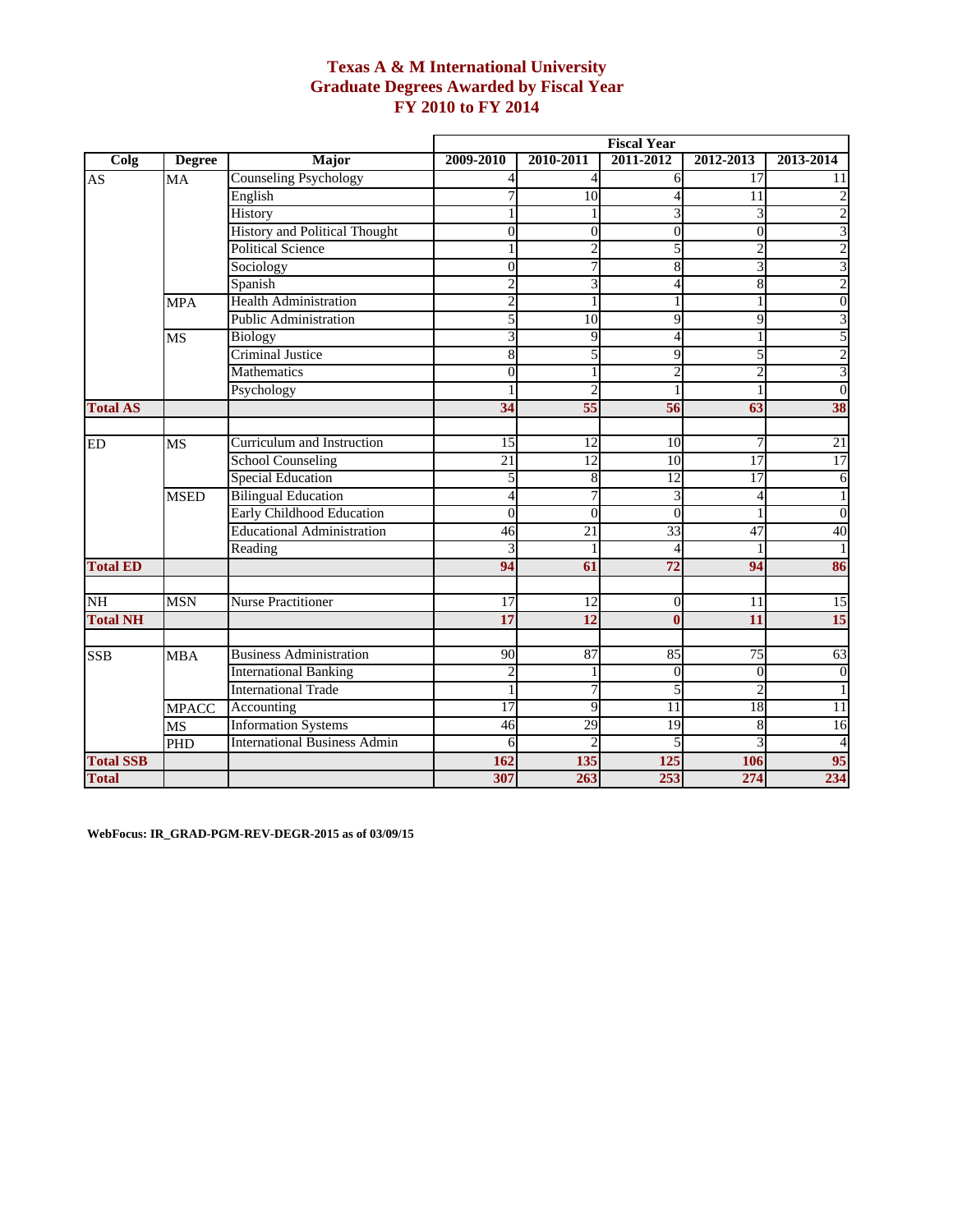# Texas A & M International University
## Graduate Degrees Awarded by Fiscal Year
## FY 2010 to FY 2014

| Colg | Degree | Major | Fiscal Year | | | | |
|---|---|---|---|---|---|---|---|
| | | | 2009-2010 | 2010-2011 | 2011-2012 | 2012-2013 | 2013-2014 |
| AS | MA | Counseling Psychology | 4 | 4 | 6 | 17 | 11 |
| | | English | 7 | 10 | 4 | 11 | 2 |
| | | History | 1 | 1 | 3 | 3 | 2 |
| | | History and Political Thought | 0 | 0 | 0 | 0 | 3 |
| | | Political Science | 1 | 2 | 5 | 2 | 2 |
| | | Sociology | 0 | 7 | 8 | 3 | 3 |
| | | Spanish | 2 | 3 | 4 | 8 | 2 |
| | MPA | Health Administration | 2 | 1 | 1 | 1 | 0 |
| | | Public Administration | 5 | 10 | 9 | 9 | 3 |
| | MS | Biology | 3 | 9 | 4 | 1 | 5 |
| | | Criminal Justice | 8 | 5 | 9 | 5 | 2 |
| | | Mathematics | 0 | 1 | 2 | 2 | 3 |
| | | Psychology | 1 | 2 | 1 | 1 | 0 |
| **Total AS** | | | **34** | **55** | **56** | **63** | **38** |
| | | | | | | | |
| ED | MS | Curriculum and Instruction | 15 | 12 | 10 | 7 | 21 |
| | | School Counseling | 21 | 12 | 10 | 17 | 17 |
| | | Special Education | 5 | 8 | 12 | 17 | 6 |
| | MSED | Bilingual Education | 4 | 7 | 3 | 4 | 1 |
| | | Early Childhood Education | 0 | 0 | 0 | 1 | 0 |
| | | Educational Administration | 46 | 21 | 33 | 47 | 40 |
| | | Reading | 3 | 1 | 4 | 1 | 1 |
| **Total ED** | | | **94** | **61** | **72** | **94** | **86** |
| | | | | | | | |
| NH | MSN | Nurse Practitioner | 17 | 12 | 0 | 11 | 15 |
| **Total NH** | | | **17** | **12** | **0** | **11** | **15** |
| | | | | | | | |
| SSB | MBA | Business Administration | 90 | 87 | 85 | 75 | 63 |
| | | International Banking | 2 | 1 | 0 | 0 | 0 |
| | | International Trade | 1 | 7 | 5 | 2 | 1 |
| | MPACC | Accounting | 17 | 9 | 11 | 18 | 11 |
| | MS | Information Systems | 46 | 29 | 19 | 8 | 16 |
| | PHD | International Business Admin | 6 | 2 | 5 | 3 | 4 |
| **Total SSB** | | | **162** | **135** | **125** | **106** | **95** |
| **Total** | | | **307** | **263** | **253** | **274** | **234** |

**WebFocus: IR_GRAD-PGM-REV-DEGR-2015 as of 03/09/15**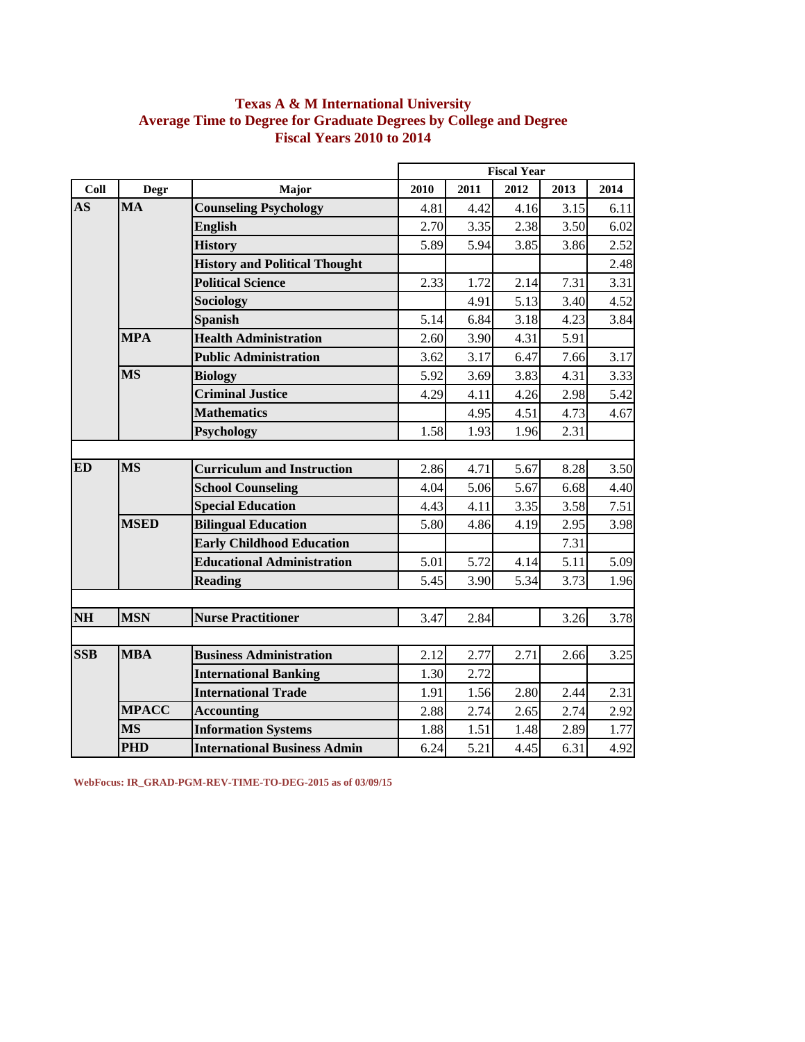# Texas A & M International University
## Average Time to Degree for Graduate Degrees by College and Degree
## Fiscal Years 2010 to 2014

| | | | Fiscal Year | | | | |
|---|---|---|---|---|---|---|---|
| **Coll** | **Degr** | **Major** | **2010** | **2011** | **2012** | **2013** | **2014** |
| **AS** | **MA** | **Counseling Psychology** | 4.81 | 4.42 | 4.16 | 3.15 | 6.11 |
| | | **English** | 2.70 | 3.35 | 2.38 | 3.50 | 6.02 |
| | | **History** | 5.89 | 5.94 | 3.85 | 3.86 | 2.52 |
| | | **History and Political Thought** | | | | | 2.48 |
| | | **Political Science** | 2.33 | 1.72 | 2.14 | 7.31 | 3.31 |
| | | **Sociology** | | 4.91 | 5.13 | 3.40 | 4.52 |
| | | **Spanish** | 5.14 | 6.84 | 3.18 | 4.23 | 3.84 |
| | **MPA** | **Health Administration** | 2.60 | 3.90 | 4.31 | 5.91 | |
| | | **Public Administration** | 3.62 | 3.17 | 6.47 | 7.66 | 3.17 |
| | **MS** | **Biology** | 5.92 | 3.69 | 3.83 | 4.31 | 3.33 |
| | | **Criminal Justice** | 4.29 | 4.11 | 4.26 | 2.98 | 5.42 |
| | | **Mathematics** | | 4.95 | 4.51 | 4.73 | 4.67 |
| | | **Psychology** | 1.58 | 1.93 | 1.96 | 2.31 | |
| | | | | | | | |
| **ED** | **MS** | **Curriculum and Instruction** | 2.86 | 4.71 | 5.67 | 8.28 | 3.50 |
| | | **School Counseling** | 4.04 | 5.06 | 5.67 | 6.68 | 4.40 |
| | | **Special Education** | 4.43 | 4.11 | 3.35 | 3.58 | 7.51 |
| | **MSED** | **Bilingual Education** | 5.80 | 4.86 | 4.19 | 2.95 | 3.98 |
| | | **Early Childhood Education** | | | | 7.31 | |
| | | **Educational Administration** | 5.01 | 5.72 | 4.14 | 5.11 | 5.09 |
| | | **Reading** | 5.45 | 3.90 | 5.34 | 3.73 | 1.96 |
| | | | | | | | |
| **NH** | **MSN** | **Nurse Practitioner** | 3.47 | 2.84 | | 3.26 | 3.78 |
| | | | | | | | |
| **SSB** | **MBA** | **Business Administration** | 2.12 | 2.77 | 2.71 | 2.66 | 3.25 |
| | | **International Banking** | 1.30 | 2.72 | | | |
| | | **International Trade** | 1.91 | 1.56 | 2.80 | 2.44 | 2.31 |
| | **MPACC** | **Accounting** | 2.88 | 2.74 | 2.65 | 2.74 | 2.92 |
| | **MS** | **Information Systems** | 1.88 | 1.51 | 1.48 | 2.89 | 1.77 |
| | **PHD** | **International Business Admin** | 6.24 | 5.21 | 4.45 | 6.31 | 4.92 |

**WebFocus: IR_GRAD-PGM-REV-TIME-TO-DEG-2015 as of 03/09/15**